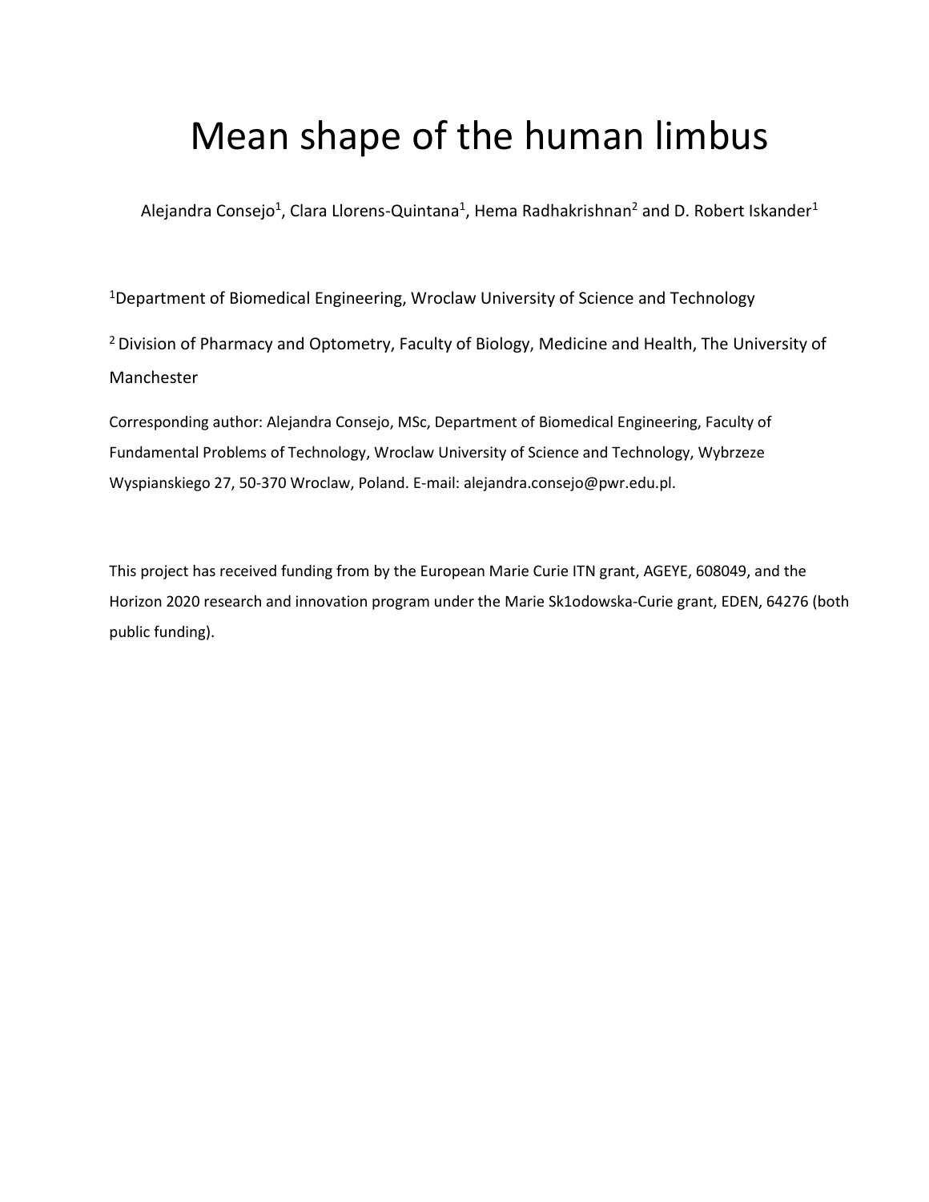# Mean shape of the human limbus

Alejandra Consejo[1], Clara Llorens-Quintana[1], Hema Radhakrishnan[2] and D. Robert Iskander[1]

[1]Department of Biomedical Engineering, Wroclaw University of Science and Technology

[2] Division of Pharmacy and Optometry, Faculty of Biology, Medicine and Health, The University of Manchester

Corresponding author: Alejandra Consejo, MSc, Department of Biomedical Engineering, Faculty of Fundamental Problems of Technology, Wroclaw University of Science and Technology, Wybrzeze Wyspianskiego 27, 50-370 Wroclaw, Poland. E-mail: alejandra.consejo@pwr.edu.pl.

This project has received funding from by the European Marie Curie ITN grant, AGEYE, 608049, and the Horizon 2020 research and innovation program under the Marie Sk1odowska-Curie grant, EDEN, 64276 (both public funding).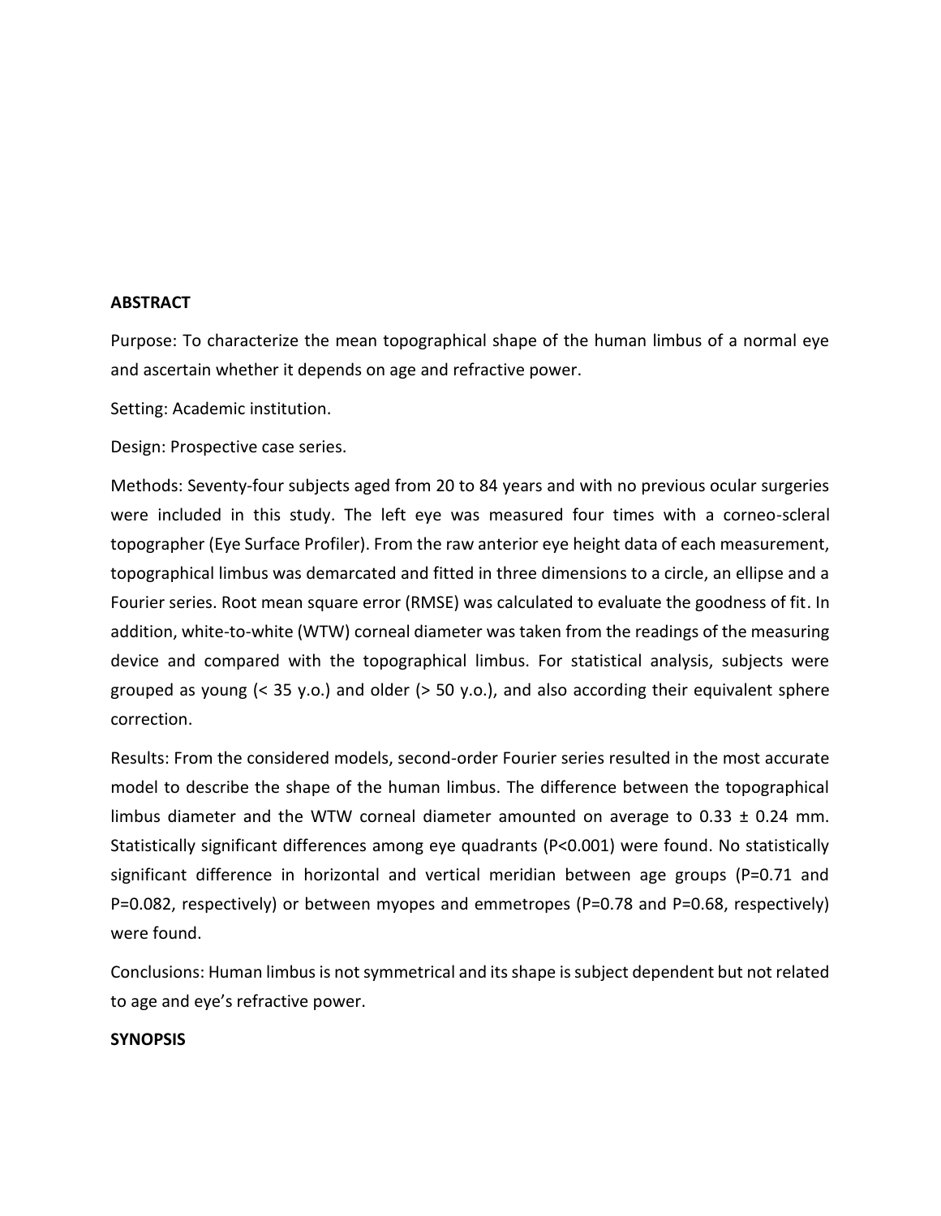## ABSTRACT

Purpose: To characterize the mean topographical shape of the human limbus of a normal eye and ascertain whether it depends on age and refractive power.

Setting: Academic institution.

Design: Prospective case series.

Methods: Seventy-four subjects aged from 20 to 84 years and with no previous ocular surgeries were included in this study. The left eye was measured four times with a corneo-scleral topographer (Eye Surface Profiler). From the raw anterior eye height data of each measurement, topographical limbus was demarcated and fitted in three dimensions to a circle, an ellipse and a Fourier series. Root mean square error (RMSE) was calculated to evaluate the goodness of fit. In addition, white-to-white (WTW) corneal diameter was taken from the readings of the measuring device and compared with the topographical limbus. For statistical analysis, subjects were grouped as young (< 35 y.o.) and older (> 50 y.o.), and also according their equivalent sphere correction.

Results: From the considered models, second-order Fourier series resulted in the most accurate model to describe the shape of the human limbus. The difference between the topographical limbus diameter and the WTW corneal diameter amounted on average to 0.33 ± 0.24 mm. Statistically significant differences among eye quadrants ($P<0.001$) were found. No statistically significant difference in horizontal and vertical meridian between age groups ($P=0.71$ and $P=0.082$, respectively) or between myopes and emmetropes ($P=0.78$ and $P=0.68$, respectively) were found.

Conclusions: Human limbus is not symmetrical and its shape is subject dependent but not related to age and eye's refractive power.

## SYNOPSIS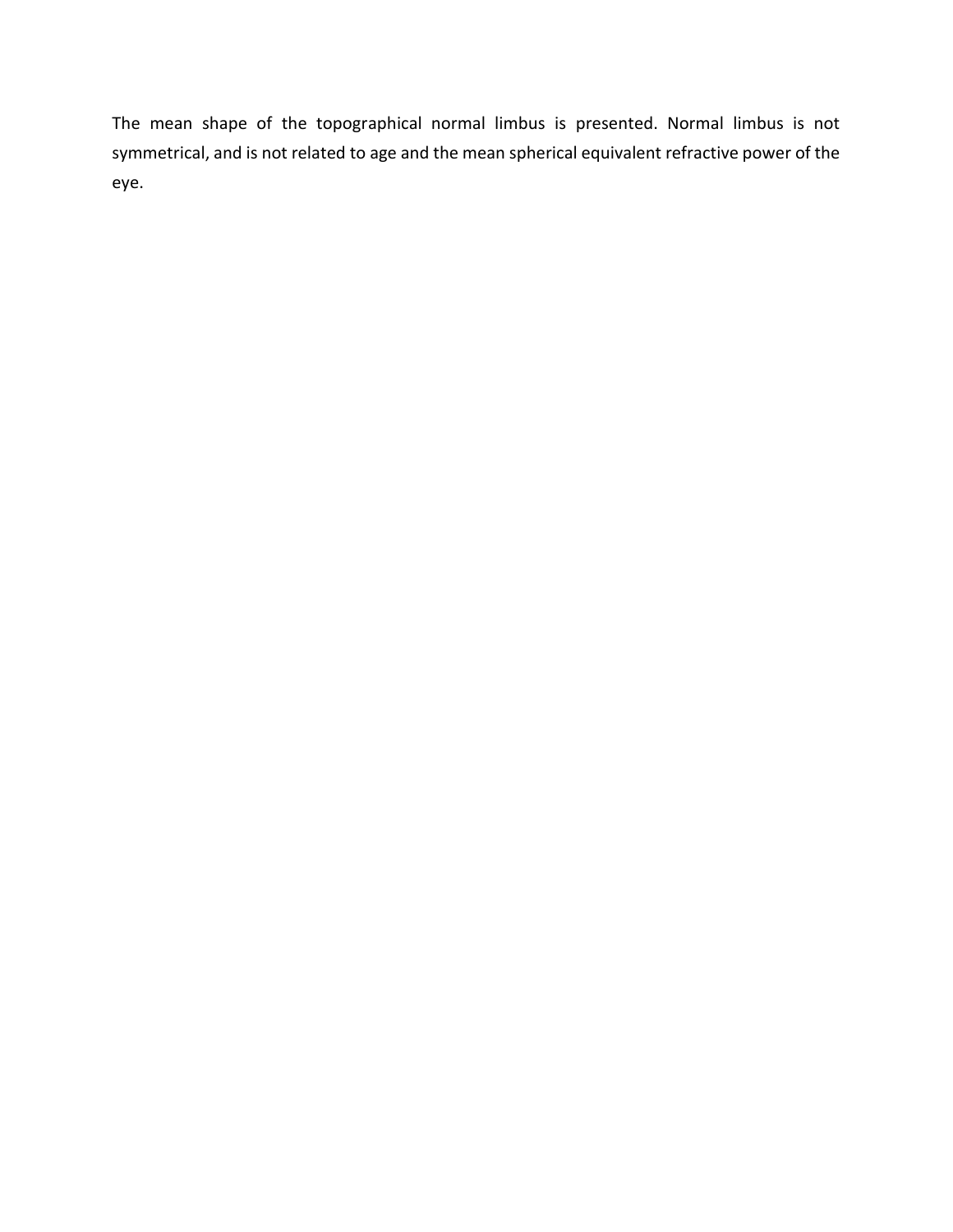The mean shape of the topographical normal limbus is presented. Normal limbus is not symmetrical, and is not related to age and the mean spherical equivalent refractive power of the eye.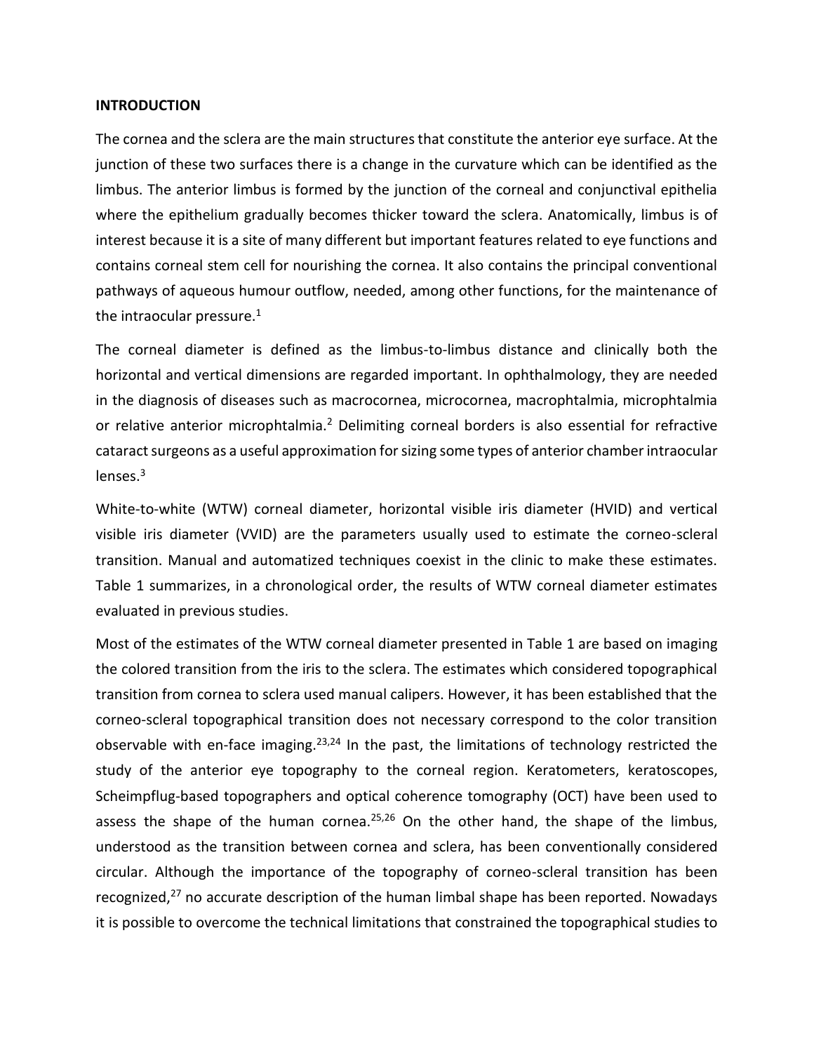## INTRODUCTION

The cornea and the sclera are the main structures that constitute the anterior eye surface. At the junction of these two surfaces there is a change in the curvature which can be identified as the limbus. The anterior limbus is formed by the junction of the corneal and conjunctival epithelia where the epithelium gradually becomes thicker toward the sclera. Anatomically, limbus is of interest because it is a site of many different but important features related to eye functions and contains corneal stem cell for nourishing the cornea. It also contains the principal conventional pathways of aqueous humour outflow, needed, among other functions, for the maintenance of the intraocular pressure.[1]

The corneal diameter is defined as the limbus-to-limbus distance and clinically both the horizontal and vertical dimensions are regarded important. In ophthalmology, they are needed in the diagnosis of diseases such as macrocornea, microcornea, macrophtalmia, microphtalmia or relative anterior microphtalmia.[2] Delimiting corneal borders is also essential for refractive cataract surgeons as a useful approximation for sizing some types of anterior chamber intraocular lenses.[3]

White-to-white (WTW) corneal diameter, horizontal visible iris diameter (HVID) and vertical visible iris diameter (VVID) are the parameters usually used to estimate the corneo-scleral transition. Manual and automatized techniques coexist in the clinic to make these estimates. Table 1 summarizes, in a chronological order, the results of WTW corneal diameter estimates evaluated in previous studies.

Most of the estimates of the WTW corneal diameter presented in Table 1 are based on imaging the colored transition from the iris to the sclera. The estimates which considered topographical transition from cornea to sclera used manual calipers. However, it has been established that the corneo-scleral topographical transition does not necessary correspond to the color transition observable with en-face imaging.[23,24] In the past, the limitations of technology restricted the study of the anterior eye topography to the corneal region. Keratometers, keratoscopes, Scheimpflug-based topographers and optical coherence tomography (OCT) have been used to assess the shape of the human cornea.[25,26] On the other hand, the shape of the limbus, understood as the transition between cornea and sclera, has been conventionally considered circular. Although the importance of the topography of corneo-scleral transition has been recognized,[27] no accurate description of the human limbal shape has been reported. Nowadays it is possible to overcome the technical limitations that constrained the topographical studies to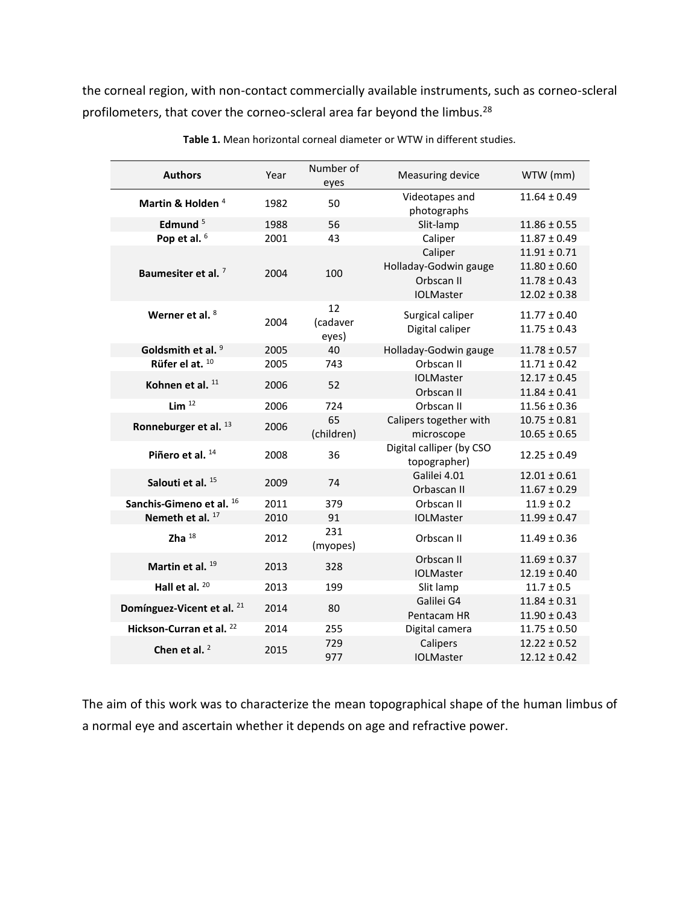the corneal region, with non-contact commercially available instruments, such as corneo-scleral profilometers, that cover the corneo-scleral area far beyond the limbus.[28]

**Table 1.** Mean horizontal corneal diameter or WTW in different studies.

| Authors | Year | Number of eyes | Measuring device | WTW (mm) |
|---|---|---|---|---|
| **Martin & Holden** [4] | 1982 | 50 | Videotapes and photographs | 11.64 ± 0.49 |
| **Edmund** [5] | 1988 | 56 | Slit-lamp | 11.86 ± 0.55 |
| **Pop et al.** [6] | 2001 | 43 | Caliper | 11.87 ± 0.49 |
| **Baumesiter et al.** [7] | 2004 | 100 | Caliper<br>Holladay-Godwin gauge<br>Orbscan II<br>IOLMaster | 11.91 ± 0.71<br>11.80 ± 0.60<br>11.78 ± 0.43<br>12.02 ± 0.38 |
| **Werner et al.** [8] | 2004 | 12 (cadaver eyes) | Surgical caliper<br>Digital caliper | 11.77 ± 0.40<br>11.75 ± 0.43 |
| **Goldsmith et al.** [9] | 2005 | 40 | Holladay-Godwin gauge | 11.78 ± 0.57 |
| **Rüfer el at.** [10] | 2005 | 743 | Orbscan II | 11.71 ± 0.42 |
| **Kohnen et al.** [11] | 2006 | 52 | IOLMaster<br>Orbscan II | 12.17 ± 0.45<br>11.84 ± 0.41 |
| **Lim** [12] | 2006 | 724 | Orbscan II | 11.56 ± 0.36 |
| **Ronneburger et al.** [13] | 2006 | 65 (children) | Calipers together with microscope | 10.75 ± 0.81<br>10.65 ± 0.65 |
| **Piñero et al.** [14] | 2008 | 36 | Digital calliper (by CSO topographer) | 12.25 ± 0.49 |
| **Salouti et al.** [15] | 2009 | 74 | Galilei 4.01<br>Orbascan II | 12.01 ± 0.61<br>11.67 ± 0.29 |
| **Sanchis-Gimeno et al.** [16] | 2011 | 379 | Orbscan II | 11.9 ± 0.2 |
| **Nemeth et al.** [17] | 2010 | 91 | IOLMaster | 11.99 ± 0.47 |
| **Zha** [18] | 2012 | 231 (myopes) | Orbscan II | 11.49 ± 0.36 |
| **Martin et al.** [19] | 2013 | 328 | Orbscan II<br>IOLMaster | 11.69 ± 0.37<br>12.19 ± 0.40 |
| **Hall et al.** [20] | 2013 | 199 | Slit lamp | 11.7 ± 0.5 |
| **Domínguez-Vicent et al.** [21] | 2014 | 80 | Galilei G4<br>Pentacam HR | 11.84 ± 0.31<br>11.90 ± 0.43 |
| **Hickson-Curran et al.** [22] | 2014 | 255 | Digital camera | 11.75 ± 0.50 |
| **Chen et al.** [2] | 2015 | 729<br>977 | Calipers<br>IOLMaster | 12.22 ± 0.52<br>12.12 ± 0.42 |

The aim of this work was to characterize the mean topographical shape of the human limbus of a normal eye and ascertain whether it depends on age and refractive power.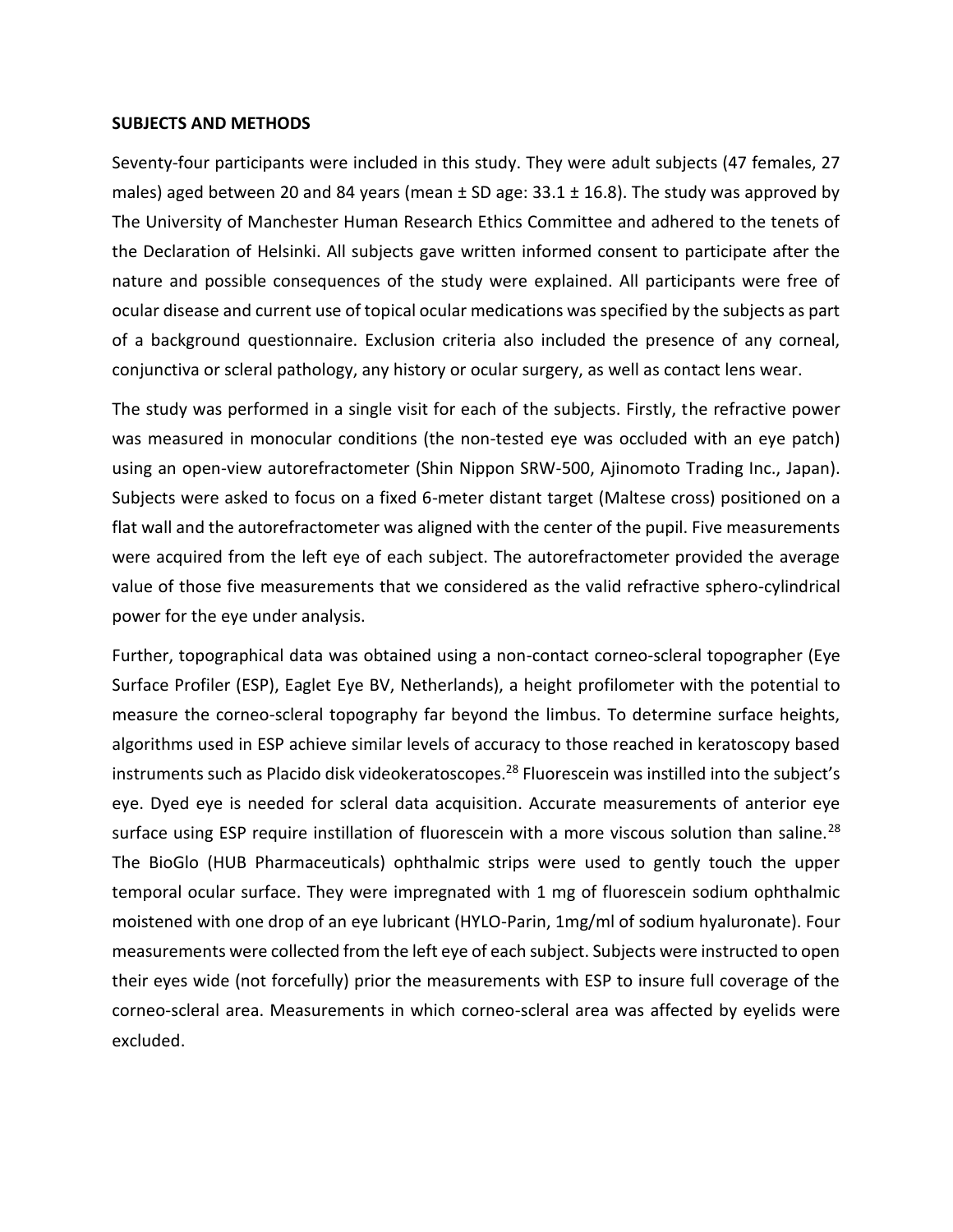**SUBJECTS AND METHODS**

Seventy-four participants were included in this study. They were adult subjects (47 females, 27 males) aged between 20 and 84 years (mean ± SD age: 33.1 ± 16.8). The study was approved by The University of Manchester Human Research Ethics Committee and adhered to the tenets of the Declaration of Helsinki. All subjects gave written informed consent to participate after the nature and possible consequences of the study were explained. All participants were free of ocular disease and current use of topical ocular medications was specified by the subjects as part of a background questionnaire. Exclusion criteria also included the presence of any corneal, conjunctiva or scleral pathology, any history or ocular surgery, as well as contact lens wear.

The study was performed in a single visit for each of the subjects. Firstly, the refractive power was measured in monocular conditions (the non-tested eye was occluded with an eye patch) using an open-view autorefractometer (Shin Nippon SRW-500, Ajinomoto Trading Inc., Japan). Subjects were asked to focus on a fixed 6-meter distant target (Maltese cross) positioned on a flat wall and the autorefractometer was aligned with the center of the pupil. Five measurements were acquired from the left eye of each subject. The autorefractometer provided the average value of those five measurements that we considered as the valid refractive sphero-cylindrical power for the eye under analysis.

Further, topographical data was obtained using a non-contact corneo-scleral topographer (Eye Surface Profiler (ESP), Eaglet Eye BV, Netherlands), a height profilometer with the potential to measure the corneo-scleral topography far beyond the limbus. To determine surface heights, algorithms used in ESP achieve similar levels of accuracy to those reached in keratoscopy based instruments such as Placido disk videokeratoscopes.[28] Fluorescein was instilled into the subject's eye. Dyed eye is needed for scleral data acquisition. Accurate measurements of anterior eye surface using ESP require instillation of fluorescein with a more viscous solution than saline.[28] The BioGlo (HUB Pharmaceuticals) ophthalmic strips were used to gently touch the upper temporal ocular surface. They were impregnated with 1 mg of fluorescein sodium ophthalmic moistened with one drop of an eye lubricant (HYLO-Parin, 1mg/ml of sodium hyaluronate). Four measurements were collected from the left eye of each subject. Subjects were instructed to open their eyes wide (not forcefully) prior the measurements with ESP to insure full coverage of the corneo-scleral area. Measurements in which corneo-scleral area was affected by eyelids were excluded.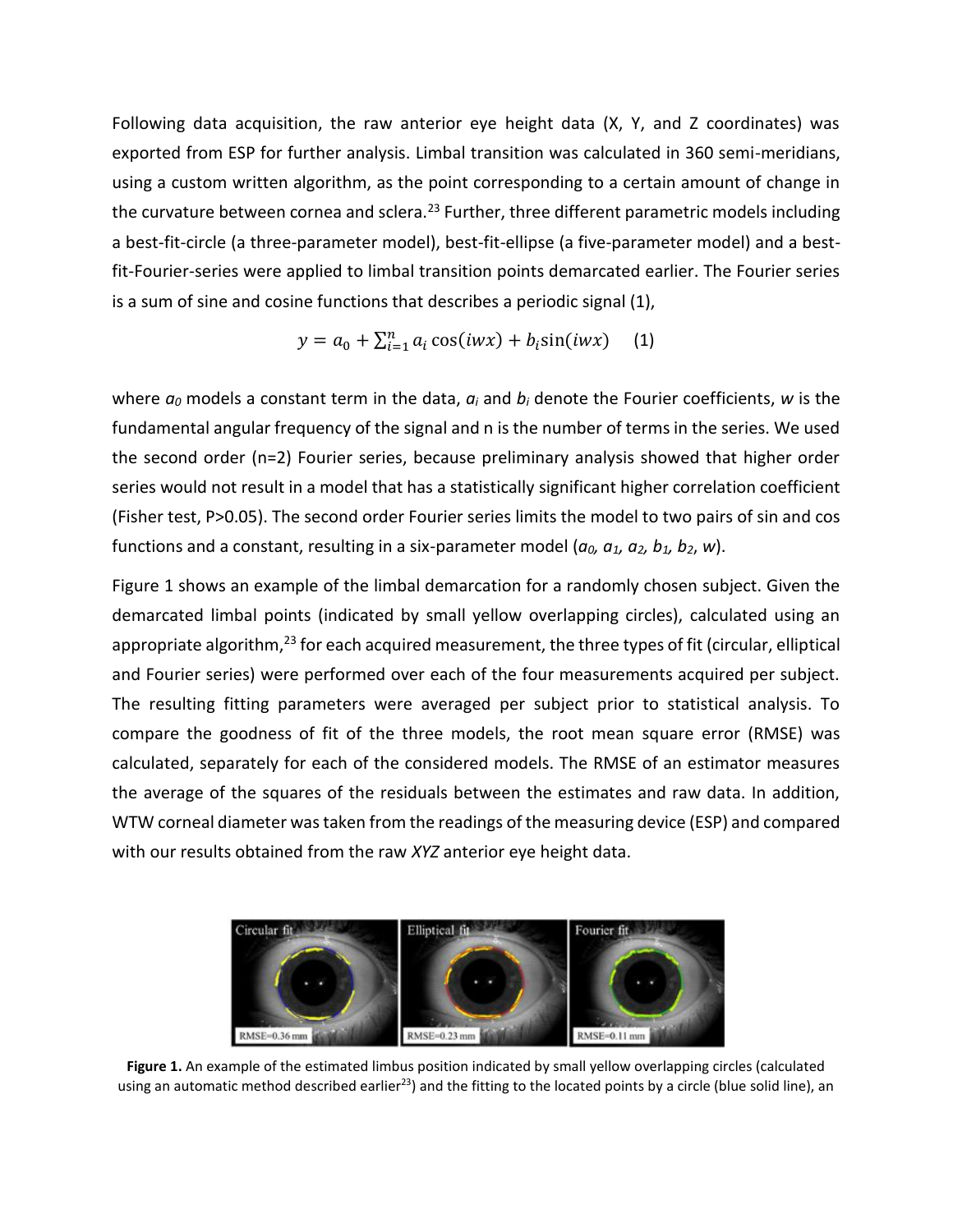Following data acquisition, the raw anterior eye height data (X, Y, and Z coordinates) was exported from ESP for further analysis. Limbal transition was calculated in 360 semi-meridians, using a custom written algorithm, as the point corresponding to a certain amount of change in the curvature between cornea and sclera.[23] Further, three different parametric models including a best-fit-circle (a three-parameter model), best-fit-ellipse (a five-parameter model) and a best-fit-Fourier-series were applied to limbal transition points demarcated earlier. The Fourier series is a sum of sine and cosine functions that describes a periodic signal (1),

$$y = a_0 + \sum_{i=1}^{n} a_i \cos(iwx) + b_i \sin(iwx) \quad (1)$$

where $a_0$ models a constant term in the data, $a_i$ and $b_i$ denote the Fourier coefficients, $w$ is the fundamental angular frequency of the signal and n is the number of terms in the series. We used the second order (n=2) Fourier series, because preliminary analysis showed that higher order series would not result in a model that has a statistically significant higher correlation coefficient (Fisher test, $P>0.05$). The second order Fourier series limits the model to two pairs of sin and cos functions and a constant, resulting in a six-parameter model ($a_0$, $a_1$, $a_2$, $b_1$, $b_2$, $w$).

Figure 1 shows an example of the limbal demarcation for a randomly chosen subject. Given the demarcated limbal points (indicated by small yellow overlapping circles), calculated using an appropriate algorithm,[23] for each acquired measurement, the three types of fit (circular, elliptical and Fourier series) were performed over each of the four measurements acquired per subject. The resulting fitting parameters were averaged per subject prior to statistical analysis. To compare the goodness of fit of the three models, the root mean square error (RMSE) was calculated, separately for each of the considered models. The RMSE of an estimator measures the average of the squares of the residuals between the estimates and raw data. In addition, WTW corneal diameter was taken from the readings of the measuring device (ESP) and compared with our results obtained from the raw *XYZ* anterior eye height data.

**Figure 1.** An example of the estimated limbus position indicated by small yellow overlapping circles (calculated using an automatic method described earlier[23]) and the fitting to the located points by a circle (blue solid line), an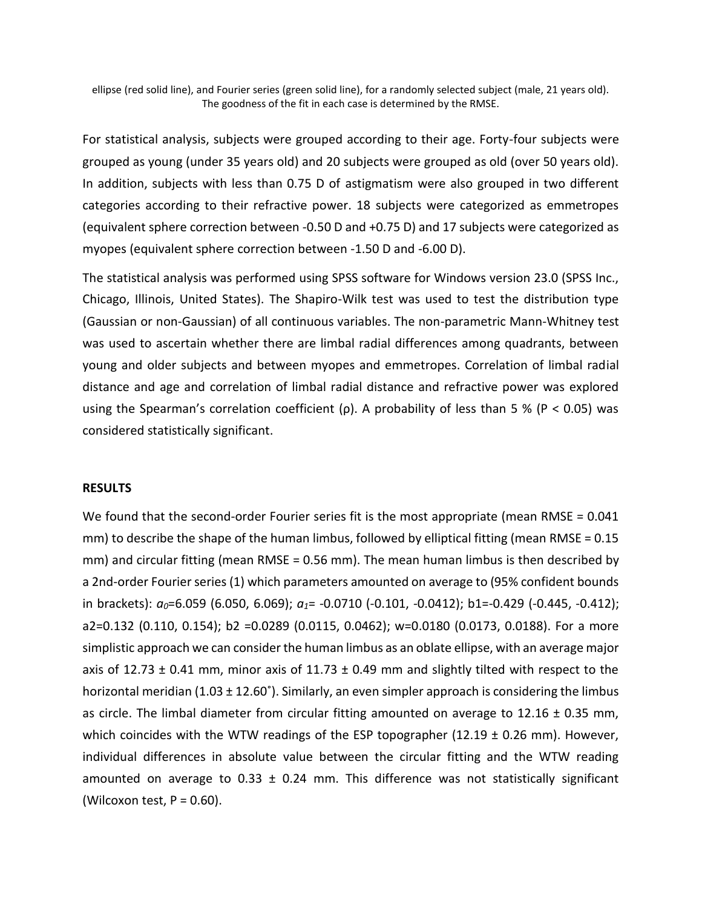ellipse (red solid line), and Fourier series (green solid line), for a randomly selected subject (male, 21 years old). The goodness of the fit in each case is determined by the RMSE.

For statistical analysis, subjects were grouped according to their age. Forty-four subjects were grouped as young (under 35 years old) and 20 subjects were grouped as old (over 50 years old). In addition, subjects with less than 0.75 D of astigmatism were also grouped in two different categories according to their refractive power. 18 subjects were categorized as emmetropes (equivalent sphere correction between -0.50 D and +0.75 D) and 17 subjects were categorized as myopes (equivalent sphere correction between -1.50 D and -6.00 D).

The statistical analysis was performed using SPSS software for Windows version 23.0 (SPSS Inc., Chicago, Illinois, United States). The Shapiro-Wilk test was used to test the distribution type (Gaussian or non-Gaussian) of all continuous variables. The non-parametric Mann-Whitney test was used to ascertain whether there are limbal radial differences among quadrants, between young and older subjects and between myopes and emmetropes. Correlation of limbal radial distance and age and correlation of limbal radial distance and refractive power was explored using the Spearman's correlation coefficient (ρ). A probability of less than 5 % ($P < 0.05$) was considered statistically significant.

## RESULTS

We found that the second-order Fourier series fit is the most appropriate (mean RMSE = 0.041 mm) to describe the shape of the human limbus, followed by elliptical fitting (mean RMSE = 0.15 mm) and circular fitting (mean RMSE = 0.56 mm). The mean human limbus is then described by a 2nd-order Fourier series (1) which parameters amounted on average to (95% confident bounds in brackets): $a_0$=6.059 (6.050, 6.069); $a_1$= -0.0710 (-0.101, -0.0412); $b_1$=-0.429 (-0.445, -0.412); $a_2$=0.132 (0.110, 0.154); $b_2$ =0.0289 (0.0115, 0.0462); $w$=0.0180 (0.0173, 0.0188). For a more simplistic approach we can consider the human limbus as an oblate ellipse, with an average major axis of 12.73 ± 0.41 mm, minor axis of 11.73 ± 0.49 mm and slightly tilted with respect to the horizontal meridian (1.03 ± 12.60˚). Similarly, an even simpler approach is considering the limbus as circle. The limbal diameter from circular fitting amounted on average to 12.16 ± 0.35 mm, which coincides with the WTW readings of the ESP topographer (12.19 ± 0.26 mm). However, individual differences in absolute value between the circular fitting and the WTW reading amounted on average to 0.33 ± 0.24 mm. This difference was not statistically significant (Wilcoxon test, $P = 0.60$).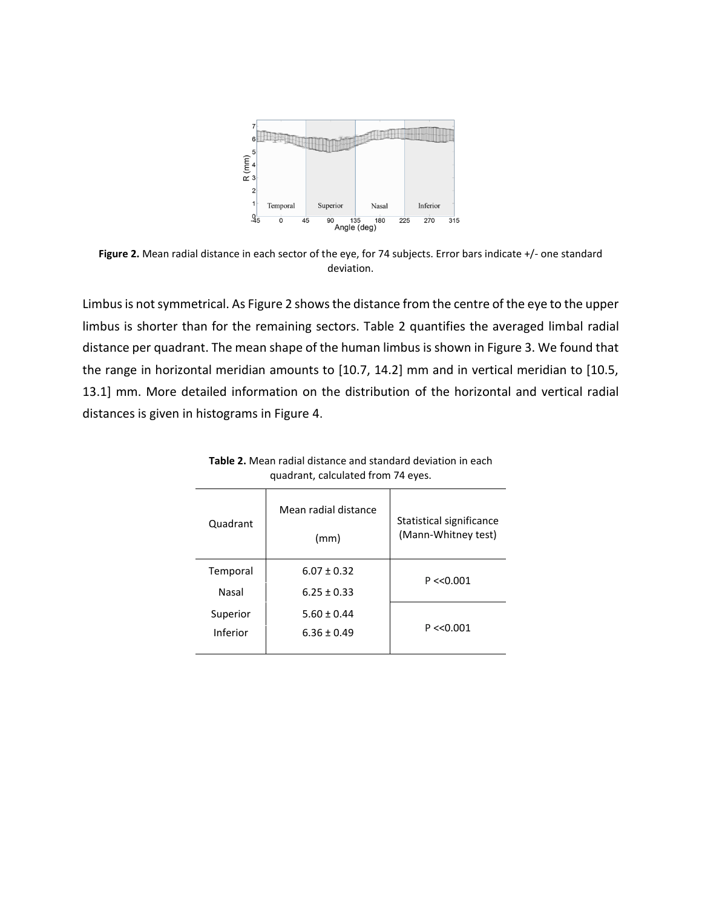**Figure 2.** Mean radial distance in each sector of the eye, for 74 subjects. Error bars indicate +/- one standard deviation.

Limbus is not symmetrical. As Figure 2 shows the distance from the centre of the eye to the upper limbus is shorter than for the remaining sectors. Table 2 quantifies the averaged limbal radial distance per quadrant. The mean shape of the human limbus is shown in Figure 3. We found that the range in horizontal meridian amounts to [10.7, 14.2] mm and in vertical meridian to [10.5, 13.1] mm. More detailed information on the distribution of the horizontal and vertical radial distances is given in histograms in Figure 4.

**Table 2.** Mean radial distance and standard deviation in each quadrant, calculated from 74 eyes.

| Quadrant | Mean radial distance (mm) | Statistical significance (Mann-Whitney test) |
|---|---|---|
| Temporal | 6.07 ± 0.32 | P <<0.001 |
| Nasal | 6.25 ± 0.33 | |
| Superior | 5.60 ± 0.44 | P <<0.001 |
| Inferior | 6.36 ± 0.49 | |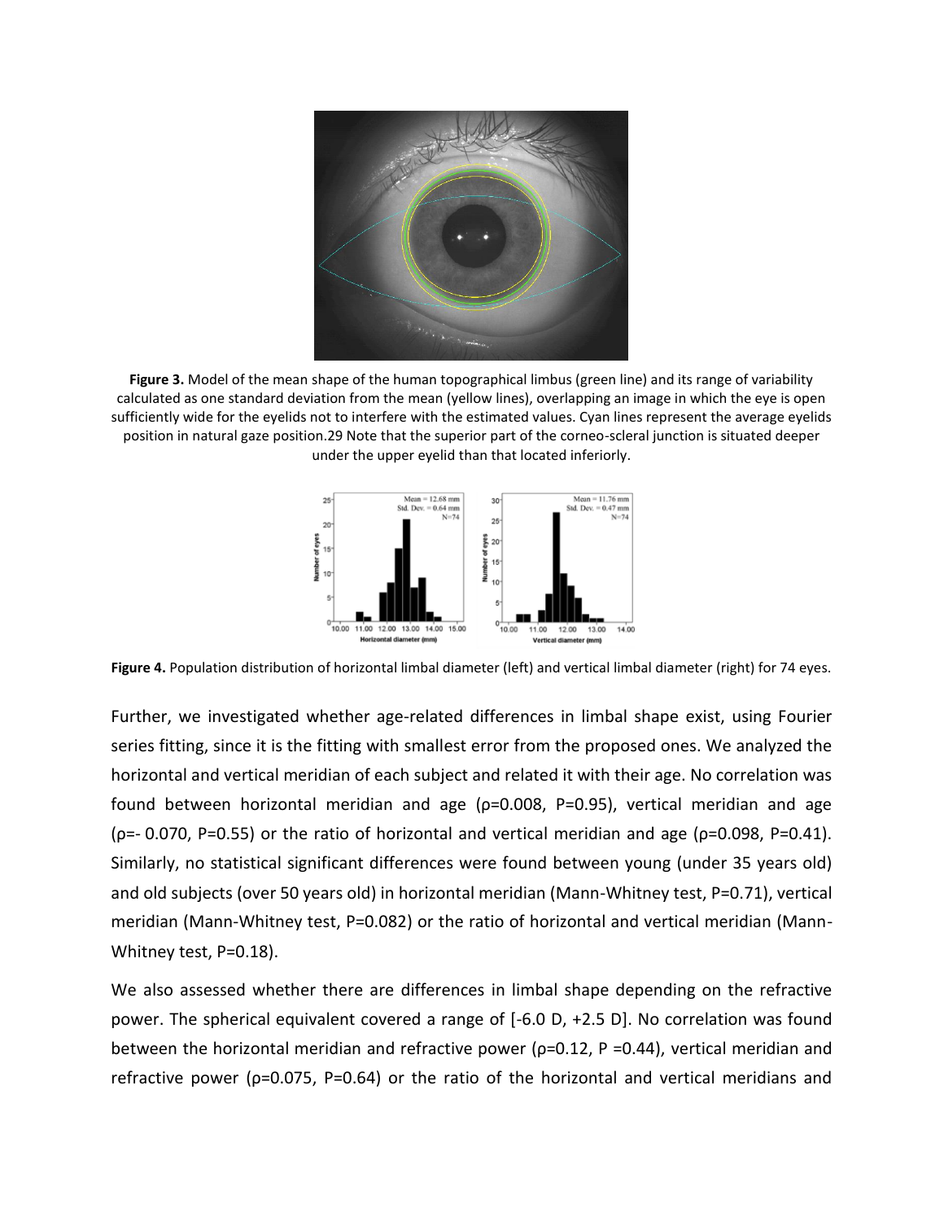**Figure 3.** Model of the mean shape of the human topographical limbus (green line) and its range of variability calculated as one standard deviation from the mean (yellow lines), overlapping an image in which the eye is open sufficiently wide for the eyelids not to interfere with the estimated values. Cyan lines represent the average eyelids position in natural gaze position.29 Note that the superior part of the corneo-scleral junction is situated deeper under the upper eyelid than that located inferiorly.

**Figure 4.** Population distribution of horizontal limbal diameter (left) and vertical limbal diameter (right) for 74 eyes.

Further, we investigated whether age-related differences in limbal shape exist, using Fourier series fitting, since it is the fitting with smallest error from the proposed ones. We analyzed the horizontal and vertical meridian of each subject and related it with their age. No correlation was found between horizontal meridian and age (ρ=0.008, P=0.95), vertical meridian and age (ρ=- 0.070, P=0.55) or the ratio of horizontal and vertical meridian and age (ρ=0.098, P=0.41). Similarly, no statistical significant differences were found between young (under 35 years old) and old subjects (over 50 years old) in horizontal meridian (Mann-Whitney test, P=0.71), vertical meridian (Mann-Whitney test, P=0.082) or the ratio of horizontal and vertical meridian (Mann-Whitney test, P=0.18).

We also assessed whether there are differences in limbal shape depending on the refractive power. The spherical equivalent covered a range of [-6.0 D, +2.5 D]. No correlation was found between the horizontal meridian and refractive power (ρ=0.12, P =0.44), vertical meridian and refractive power (ρ=0.075, P=0.64) or the ratio of the horizontal and vertical meridians and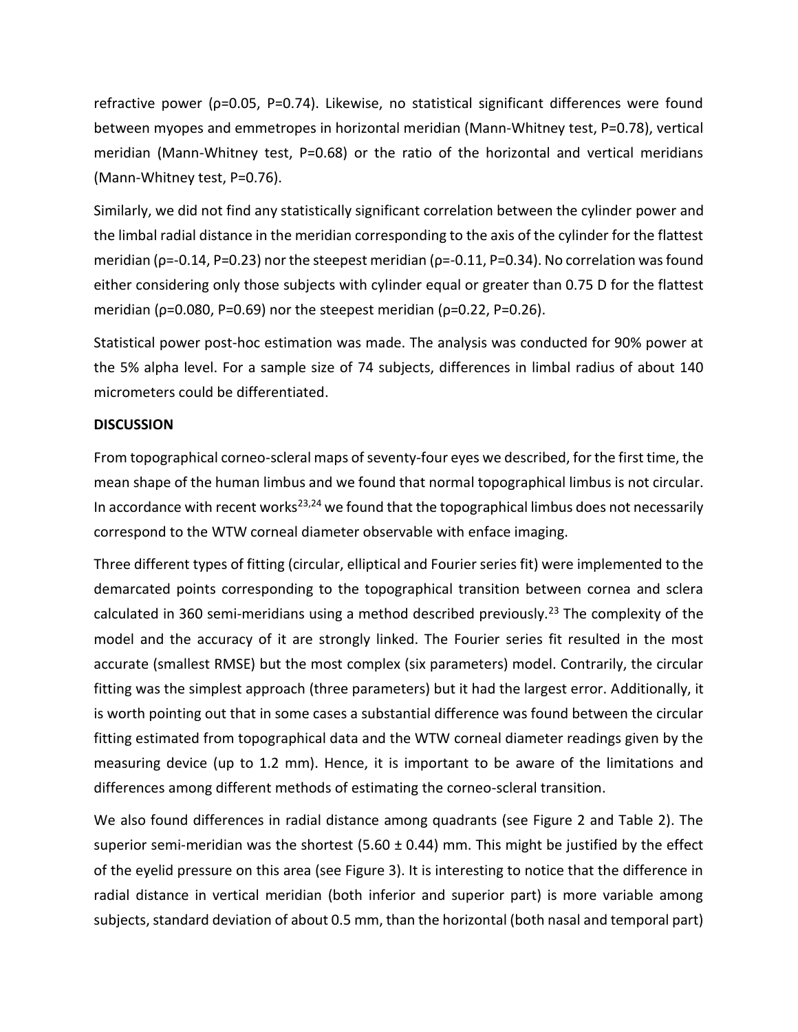refractive power (ρ=0.05, P=0.74). Likewise, no statistical significant differences were found between myopes and emmetropes in horizontal meridian (Mann-Whitney test, P=0.78), vertical meridian (Mann-Whitney test, P=0.68) or the ratio of the horizontal and vertical meridians (Mann-Whitney test, P=0.76).

Similarly, we did not find any statistically significant correlation between the cylinder power and the limbal radial distance in the meridian corresponding to the axis of the cylinder for the flattest meridian (ρ=-0.14, P=0.23) nor the steepest meridian (ρ=-0.11, P=0.34). No correlation was found either considering only those subjects with cylinder equal or greater than 0.75 D for the flattest meridian (ρ=0.080, P=0.69) nor the steepest meridian (ρ=0.22, P=0.26).

Statistical power post-hoc estimation was made. The analysis was conducted for 90% power at the 5% alpha level. For a sample size of 74 subjects, differences in limbal radius of about 140 micrometers could be differentiated.

## DISCUSSION

From topographical corneo-scleral maps of seventy-four eyes we described, for the first time, the mean shape of the human limbus and we found that normal topographical limbus is not circular. In accordance with recent works[23,24] we found that the topographical limbus does not necessarily correspond to the WTW corneal diameter observable with enface imaging.

Three different types of fitting (circular, elliptical and Fourier series fit) were implemented to the demarcated points corresponding to the topographical transition between cornea and sclera calculated in 360 semi-meridians using a method described previously.[23] The complexity of the model and the accuracy of it are strongly linked. The Fourier series fit resulted in the most accurate (smallest RMSE) but the most complex (six parameters) model. Contrarily, the circular fitting was the simplest approach (three parameters) but it had the largest error. Additionally, it is worth pointing out that in some cases a substantial difference was found between the circular fitting estimated from topographical data and the WTW corneal diameter readings given by the measuring device (up to 1.2 mm). Hence, it is important to be aware of the limitations and differences among different methods of estimating the corneo-scleral transition.

We also found differences in radial distance among quadrants (see Figure 2 and Table 2). The superior semi-meridian was the shortest (5.60 ± 0.44) mm. This might be justified by the effect of the eyelid pressure on this area (see Figure 3). It is interesting to notice that the difference in radial distance in vertical meridian (both inferior and superior part) is more variable among subjects, standard deviation of about 0.5 mm, than the horizontal (both nasal and temporal part)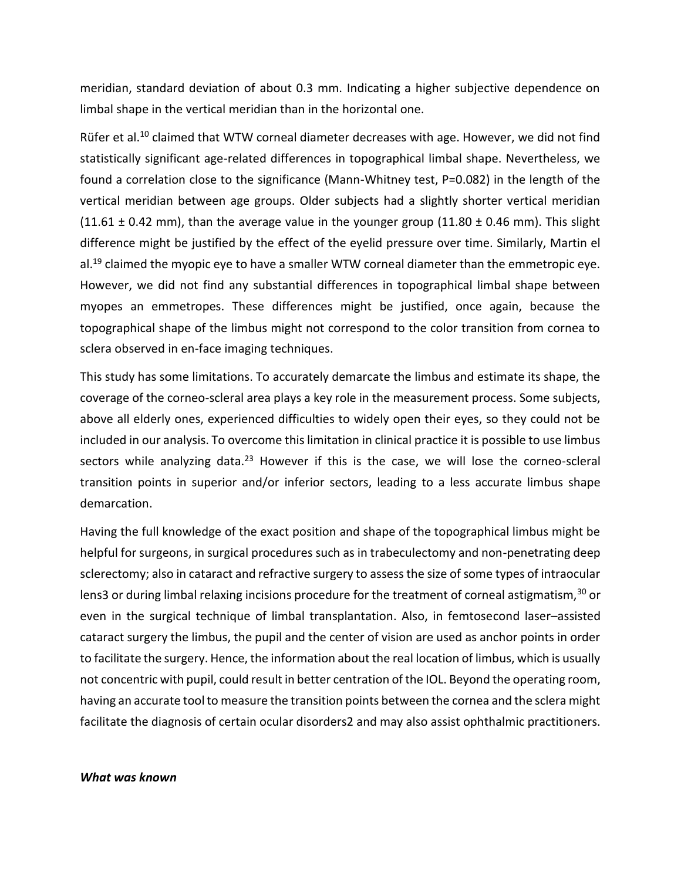meridian, standard deviation of about 0.3 mm. Indicating a higher subjective dependence on limbal shape in the vertical meridian than in the horizontal one.

Rüfer et al.[10] claimed that WTW corneal diameter decreases with age. However, we did not find statistically significant age-related differences in topographical limbal shape. Nevertheless, we found a correlation close to the significance (Mann-Whitney test, P=0.082) in the length of the vertical meridian between age groups. Older subjects had a slightly shorter vertical meridian (11.61 ± 0.42 mm), than the average value in the younger group (11.80 ± 0.46 mm). This slight difference might be justified by the effect of the eyelid pressure over time. Similarly, Martin el al.[19] claimed the myopic eye to have a smaller WTW corneal diameter than the emmetropic eye. However, we did not find any substantial differences in topographical limbal shape between myopes an emmetropes. These differences might be justified, once again, because the topographical shape of the limbus might not correspond to the color transition from cornea to sclera observed in en-face imaging techniques.

This study has some limitations. To accurately demarcate the limbus and estimate its shape, the coverage of the corneo-scleral area plays a key role in the measurement process. Some subjects, above all elderly ones, experienced difficulties to widely open their eyes, so they could not be included in our analysis. To overcome this limitation in clinical practice it is possible to use limbus sectors while analyzing data.[23] However if this is the case, we will lose the corneo-scleral transition points in superior and/or inferior sectors, leading to a less accurate limbus shape demarcation.

Having the full knowledge of the exact position and shape of the topographical limbus might be helpful for surgeons, in surgical procedures such as in trabeculectomy and non-penetrating deep sclerectomy; also in cataract and refractive surgery to assess the size of some types of intraocular lens3 or during limbal relaxing incisions procedure for the treatment of corneal astigmatism,[30] or even in the surgical technique of limbal transplantation. Also, in femtosecond laser–assisted cataract surgery the limbus, the pupil and the center of vision are used as anchor points in order to facilitate the surgery. Hence, the information about the real location of limbus, which is usually not concentric with pupil, could result in better centration of the IOL. Beyond the operating room, having an accurate tool to measure the transition points between the cornea and the sclera might facilitate the diagnosis of certain ocular disorders2 and may also assist ophthalmic practitioners.

***What was known***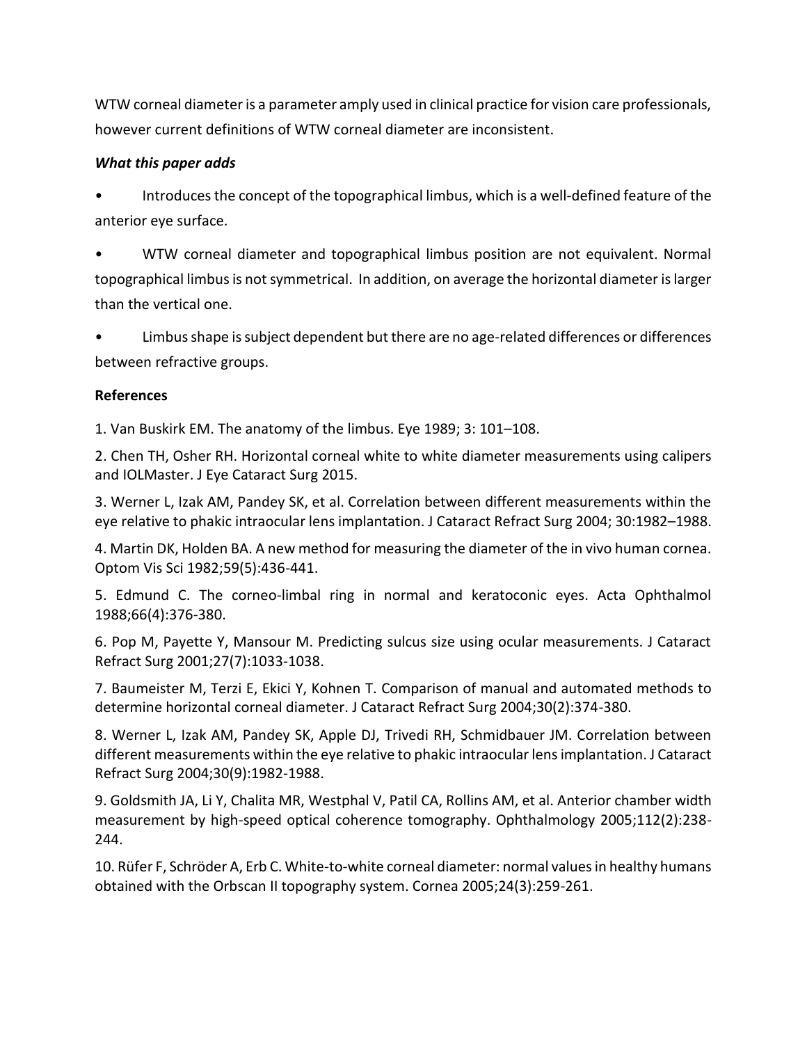WTW corneal diameter is a parameter amply used in clinical practice for vision care professionals, however current definitions of WTW corneal diameter are inconsistent.

***What this paper adds***

- Introduces the concept of the topographical limbus, which is a well-defined feature of the anterior eye surface.
- WTW corneal diameter and topographical limbus position are not equivalent. Normal topographical limbus is not symmetrical. In addition, on average the horizontal diameter is larger than the vertical one.
- Limbus shape is subject dependent but there are no age-related differences or differences between refractive groups.

**References**

1. Van Buskirk EM. The anatomy of the limbus. Eye 1989; 3: 101–108.

2. Chen TH, Osher RH. Horizontal corneal white to white diameter measurements using calipers and IOLMaster. J Eye Cataract Surg 2015.

3. Werner L, Izak AM, Pandey SK, et al. Correlation between different measurements within the eye relative to phakic intraocular lens implantation. J Cataract Refract Surg 2004; 30:1982–1988.

4. Martin DK, Holden BA. A new method for measuring the diameter of the in vivo human cornea. Optom Vis Sci 1982;59(5):436-441.

5. Edmund C. The corneo-limbal ring in normal and keratoconic eyes. Acta Ophthalmol 1988;66(4):376-380.

6. Pop M, Payette Y, Mansour M. Predicting sulcus size using ocular measurements. J Cataract Refract Surg 2001;27(7):1033-1038.

7. Baumeister M, Terzi E, Ekici Y, Kohnen T. Comparison of manual and automated methods to determine horizontal corneal diameter. J Cataract Refract Surg 2004;30(2):374-380.

8. Werner L, Izak AM, Pandey SK, Apple DJ, Trivedi RH, Schmidbauer JM. Correlation between different measurements within the eye relative to phakic intraocular lens implantation. J Cataract Refract Surg 2004;30(9):1982-1988.

9. Goldsmith JA, Li Y, Chalita MR, Westphal V, Patil CA, Rollins AM, et al. Anterior chamber width measurement by high-speed optical coherence tomography. Ophthalmology 2005;112(2):238-244.

10. Rüfer F, Schröder A, Erb C. White-to-white corneal diameter: normal values in healthy humans obtained with the Orbscan II topography system. Cornea 2005;24(3):259-261.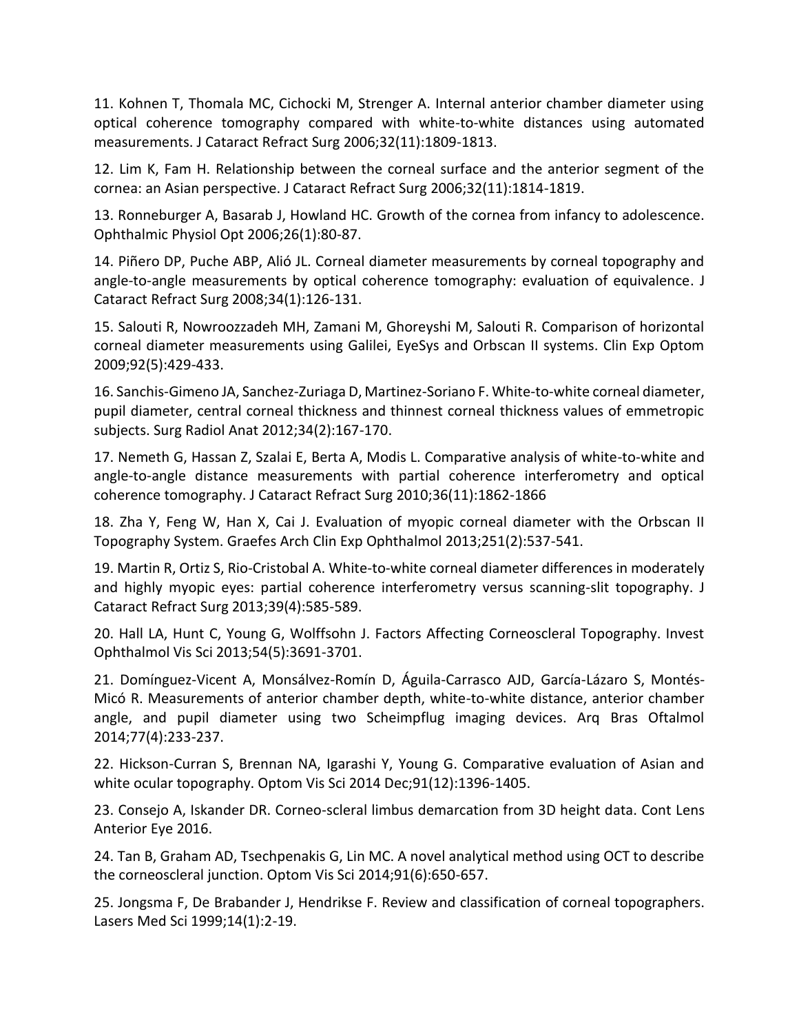11. Kohnen T, Thomala MC, Cichocki M, Strenger A. Internal anterior chamber diameter using optical coherence tomography compared with white-to-white distances using automated measurements. J Cataract Refract Surg 2006;32(11):1809-1813.

12. Lim K, Fam H. Relationship between the corneal surface and the anterior segment of the cornea: an Asian perspective. J Cataract Refract Surg 2006;32(11):1814-1819.

13. Ronneburger A, Basarab J, Howland HC. Growth of the cornea from infancy to adolescence. Ophthalmic Physiol Opt 2006;26(1):80-87.

14. Piñero DP, Puche ABP, Alió JL. Corneal diameter measurements by corneal topography and angle-to-angle measurements by optical coherence tomography: evaluation of equivalence. J Cataract Refract Surg 2008;34(1):126-131.

15. Salouti R, Nowroozzadeh MH, Zamani M, Ghoreyshi M, Salouti R. Comparison of horizontal corneal diameter measurements using Galilei, EyeSys and Orbscan II systems. Clin Exp Optom 2009;92(5):429-433.

16. Sanchis-Gimeno JA, Sanchez-Zuriaga D, Martinez-Soriano F. White-to-white corneal diameter, pupil diameter, central corneal thickness and thinnest corneal thickness values of emmetropic subjects. Surg Radiol Anat 2012;34(2):167-170.

17. Nemeth G, Hassan Z, Szalai E, Berta A, Modis L. Comparative analysis of white-to-white and angle-to-angle distance measurements with partial coherence interferometry and optical coherence tomography. J Cataract Refract Surg 2010;36(11):1862-1866

18. Zha Y, Feng W, Han X, Cai J. Evaluation of myopic corneal diameter with the Orbscan II Topography System. Graefes Arch Clin Exp Ophthalmol 2013;251(2):537-541.

19. Martin R, Ortiz S, Rio-Cristobal A. White-to-white corneal diameter differences in moderately and highly myopic eyes: partial coherence interferometry versus scanning-slit topography. J Cataract Refract Surg 2013;39(4):585-589.

20. Hall LA, Hunt C, Young G, Wolffsohn J. Factors Affecting Corneoscleral Topography. Invest Ophthalmol Vis Sci 2013;54(5):3691-3701.

21. Domínguez-Vicent A, Monsálvez-Romín D, Águila-Carrasco AJD, García-Lázaro S, Montés-Micó R. Measurements of anterior chamber depth, white-to-white distance, anterior chamber angle, and pupil diameter using two Scheimpflug imaging devices. Arq Bras Oftalmol 2014;77(4):233-237.

22. Hickson-Curran S, Brennan NA, Igarashi Y, Young G. Comparative evaluation of Asian and white ocular topography. Optom Vis Sci 2014 Dec;91(12):1396-1405.

23. Consejo A, Iskander DR. Corneo-scleral limbus demarcation from 3D height data. Cont Lens Anterior Eye 2016.

24. Tan B, Graham AD, Tsechpenakis G, Lin MC. A novel analytical method using OCT to describe the corneoscleral junction. Optom Vis Sci 2014;91(6):650-657.

25. Jongsma F, De Brabander J, Hendrikse F. Review and classification of corneal topographers. Lasers Med Sci 1999;14(1):2-19.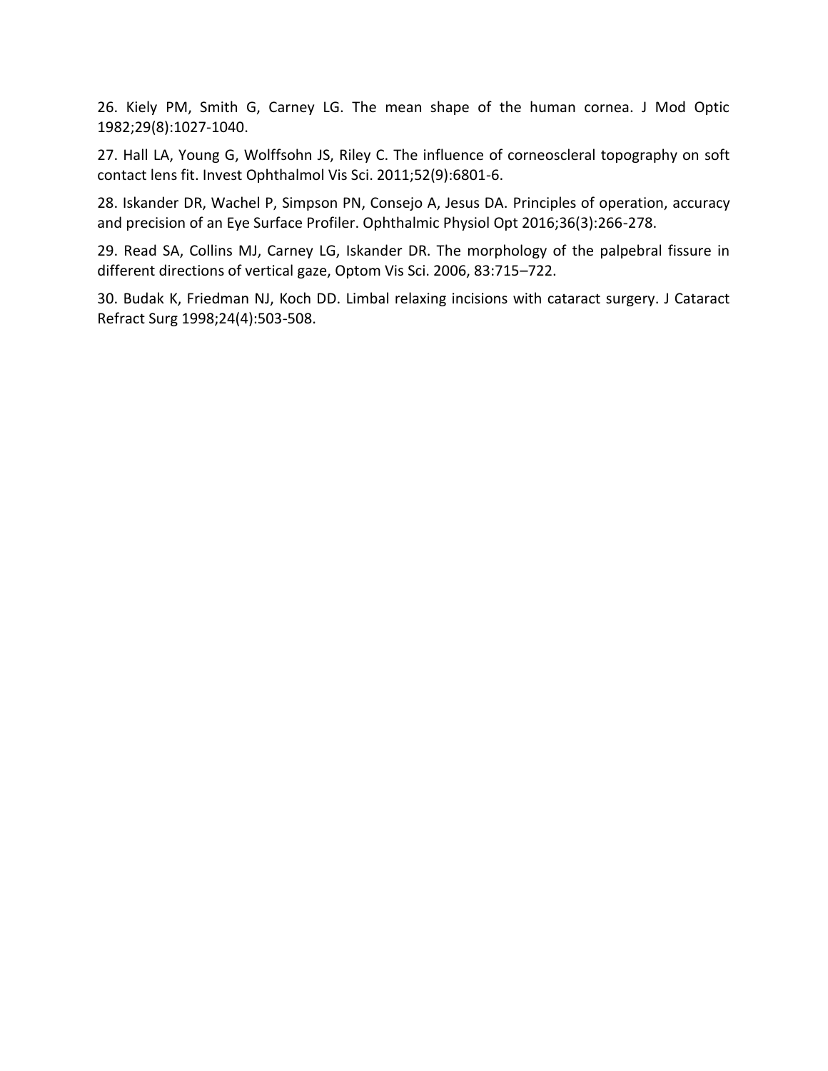26. Kiely PM, Smith G, Carney LG. The mean shape of the human cornea. J Mod Optic 1982;29(8):1027-1040.

27. Hall LA, Young G, Wolffsohn JS, Riley C. The influence of corneoscleral topography on soft contact lens fit. Invest Ophthalmol Vis Sci. 2011;52(9):6801-6.

28. Iskander DR, Wachel P, Simpson PN, Consejo A, Jesus DA. Principles of operation, accuracy and precision of an Eye Surface Profiler. Ophthalmic Physiol Opt 2016;36(3):266-278.

29. Read SA, Collins MJ, Carney LG, Iskander DR. The morphology of the palpebral fissure in different directions of vertical gaze, Optom Vis Sci. 2006, 83:715–722.

30. Budak K, Friedman NJ, Koch DD. Limbal relaxing incisions with cataract surgery. J Cataract Refract Surg 1998;24(4):503-508.